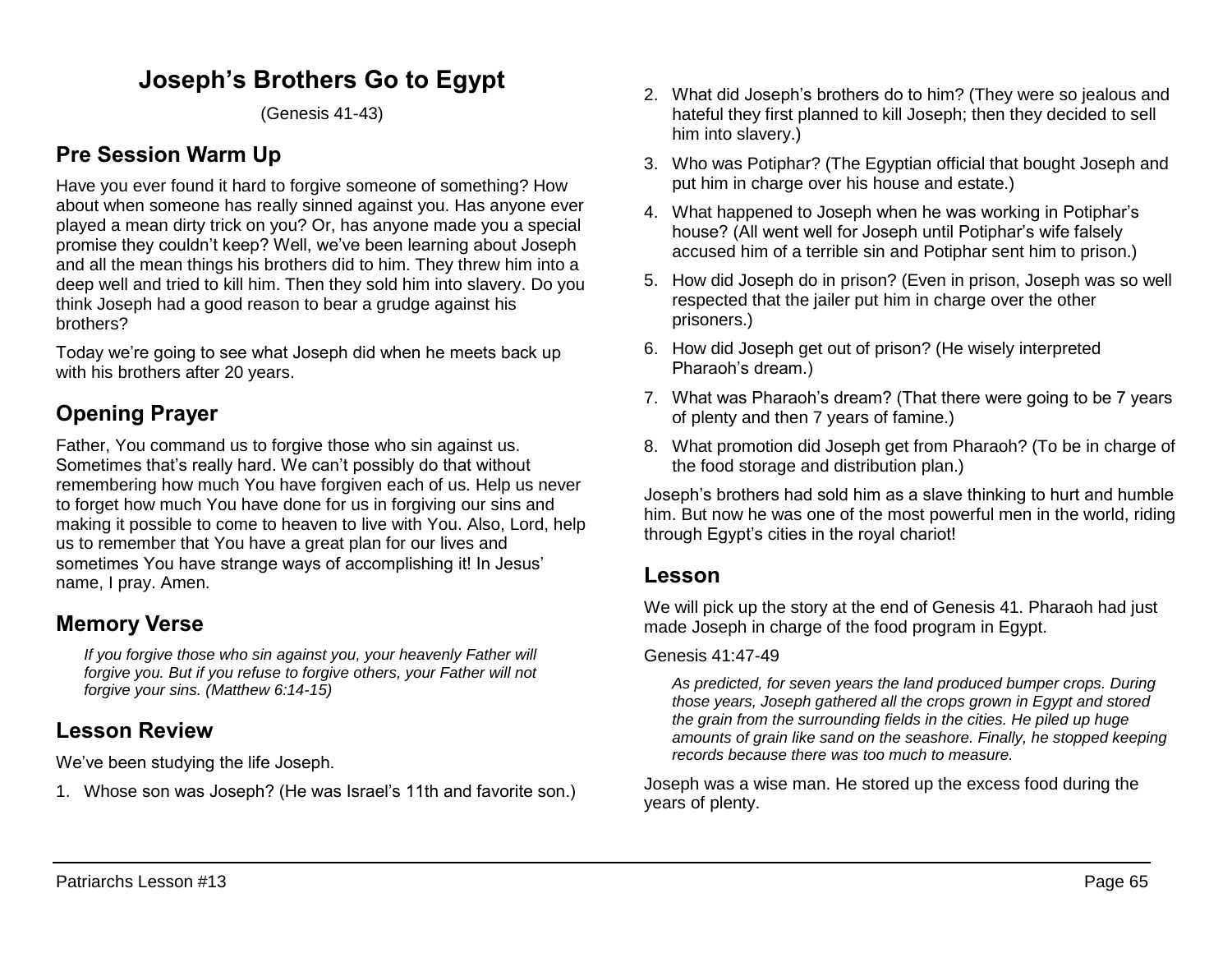# Joseph's Brothers Go to Egypt

(Genesis 41-43)

## Pre Session Warm Up

Have you ever found it hard to forgive someone of something? How about when someone has really sinned against you. Has anyone ever played a mean dirty trick on you? Or, has anyone made you a special promise they couldn't keep? Well, we've been learning about Joseph and all the mean things his brothers did to him. They threw him into a deep well and tried to kill him. Then they sold him into slavery. Do you think Joseph had a good reason to bear a grudge against his brothers?

Today we're going to see what Joseph did when he meets back up with his brothers after 20 years.

## Opening Prayer

Father, You command us to forgive those who sin against us. Sometimes that's really hard. We can't possibly do that without remembering how much You have forgiven each of us. Help us never to forget how much You have done for us in forgiving our sins and making it possible to come to heaven to live with You. Also, Lord, help us to remember that You have a great plan for our lives and sometimes You have strange ways of accomplishing it! In Jesus' name, I pray. Amen.

## Memory Verse

> *If you forgive those who sin against you, your heavenly Father will forgive you. But if you refuse to forgive others, your Father will not forgive your sins. (Matthew 6:14-15)*

## Lesson Review

We've been studying the life Joseph.

1. Whose son was Joseph? (He was Israel's 11th and favorite son.)
2. What did Joseph's brothers do to him? (They were so jealous and hateful they first planned to kill Joseph; then they decided to sell him into slavery.)
3. Who was Potiphar? (The Egyptian official that bought Joseph and put him in charge over his house and estate.)
4. What happened to Joseph when he was working in Potiphar's house? (All went well for Joseph until Potiphar's wife falsely accused him of a terrible sin and Potiphar sent him to prison.)
5. How did Joseph do in prison? (Even in prison, Joseph was so well respected that the jailer put him in charge over the other prisoners.)
6. How did Joseph get out of prison? (He wisely interpreted Pharaoh's dream.)
7. What was Pharaoh's dream? (That there were going to be 7 years of plenty and then 7 years of famine.)
8. What promotion did Joseph get from Pharaoh? (To be in charge of the food storage and distribution plan.)

Joseph's brothers had sold him as a slave thinking to hurt and humble him. But now he was one of the most powerful men in the world, riding through Egypt's cities in the royal chariot!

## Lesson

We will pick up the story at the end of Genesis 41. Pharaoh had just made Joseph in charge of the food program in Egypt.

Genesis 41:47-49

> *As predicted, for seven years the land produced bumper crops. During those years, Joseph gathered all the crops grown in Egypt and stored the grain from the surrounding fields in the cities. He piled up huge amounts of grain like sand on the seashore. Finally, he stopped keeping records because there was too much to measure.*

Joseph was a wise man. He stored up the excess food during the years of plenty.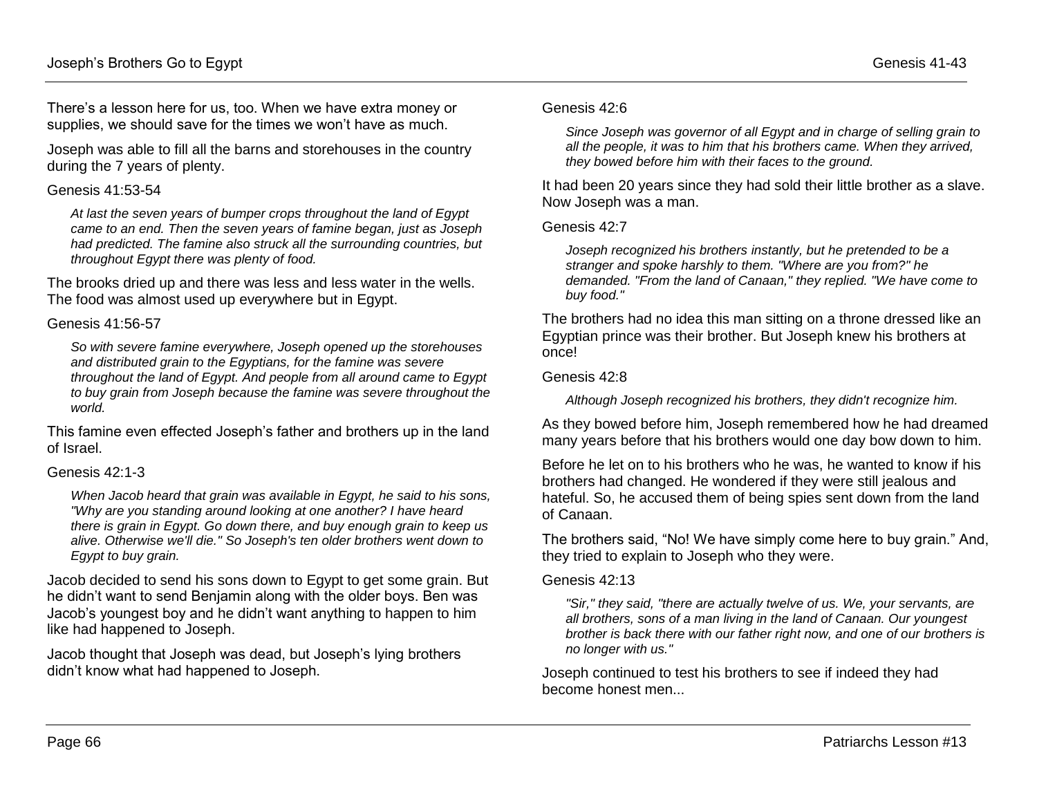There's a lesson here for us, too. When we have extra money or supplies, we should save for the times we won't have as much.

Joseph was able to fill all the barns and storehouses in the country during the 7 years of plenty.

Genesis 41:53-54

> *At last the seven years of bumper crops throughout the land of Egypt came to an end. Then the seven years of famine began, just as Joseph had predicted. The famine also struck all the surrounding countries, but throughout Egypt there was plenty of food.*

The brooks dried up and there was less and less water in the wells. The food was almost used up everywhere but in Egypt.

Genesis 41:56-57

> *So with severe famine everywhere, Joseph opened up the storehouses and distributed grain to the Egyptians, for the famine was severe throughout the land of Egypt. And people from all around came to Egypt to buy grain from Joseph because the famine was severe throughout the world.*

This famine even effected Joseph's father and brothers up in the land of Israel.

Genesis 42:1-3

> *When Jacob heard that grain was available in Egypt, he said to his sons, "Why are you standing around looking at one another? I have heard there is grain in Egypt. Go down there, and buy enough grain to keep us alive. Otherwise we'll die." So Joseph's ten older brothers went down to Egypt to buy grain.*

Jacob decided to send his sons down to Egypt to get some grain. But he didn't want to send Benjamin along with the older boys. Ben was Jacob's youngest boy and he didn't want anything to happen to him like had happened to Joseph.

Jacob thought that Joseph was dead, but Joseph's lying brothers didn't know what had happened to Joseph.

Genesis 42:6

> *Since Joseph was governor of all Egypt and in charge of selling grain to all the people, it was to him that his brothers came. When they arrived, they bowed before him with their faces to the ground.*

It had been 20 years since they had sold their little brother as a slave. Now Joseph was a man.

Genesis 42:7

> *Joseph recognized his brothers instantly, but he pretended to be a stranger and spoke harshly to them. "Where are you from?" he demanded. "From the land of Canaan," they replied. "We have come to buy food."*

The brothers had no idea this man sitting on a throne dressed like an Egyptian prince was their brother. But Joseph knew his brothers at once!

Genesis 42:8

> *Although Joseph recognized his brothers, they didn't recognize him.*

As they bowed before him, Joseph remembered how he had dreamed many years before that his brothers would one day bow down to him.

Before he let on to his brothers who he was, he wanted to know if his brothers had changed. He wondered if they were still jealous and hateful. So, he accused them of being spies sent down from the land of Canaan.

The brothers said, "No! We have simply come here to buy grain." And, they tried to explain to Joseph who they were.

Genesis 42:13

> *"Sir," they said, "there are actually twelve of us. We, your servants, are all brothers, sons of a man living in the land of Canaan. Our youngest brother is back there with our father right now, and one of our brothers is no longer with us."*

Joseph continued to test his brothers to see if indeed they had become honest men...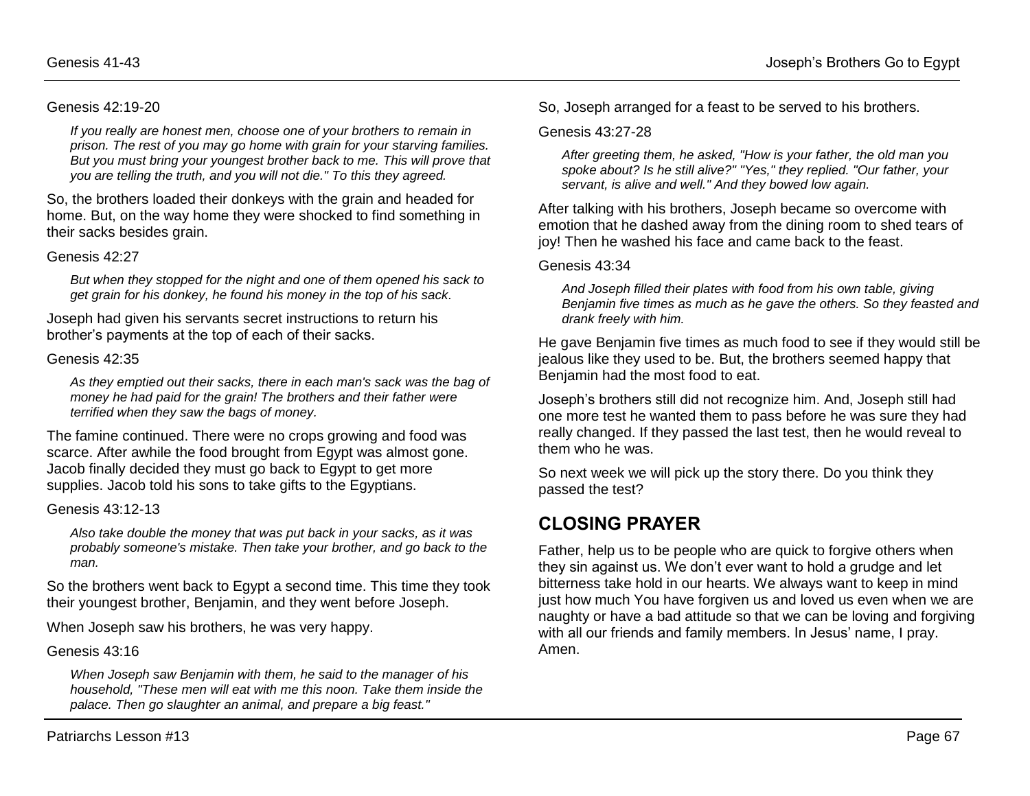Genesis 42:19-20

> *If you really are honest men, choose one of your brothers to remain in prison. The rest of you may go home with grain for your starving families. But you must bring your youngest brother back to me. This will prove that you are telling the truth, and you will not die." To this they agreed.*

So, the brothers loaded their donkeys with the grain and headed for home. But, on the way home they were shocked to find something in their sacks besides grain.

Genesis 42:27

> *But when they stopped for the night and one of them opened his sack to get grain for his donkey, he found his money in the top of his sack.*

Joseph had given his servants secret instructions to return his brother's payments at the top of each of their sacks.

Genesis 42:35

> *As they emptied out their sacks, there in each man's sack was the bag of money he had paid for the grain! The brothers and their father were terrified when they saw the bags of money.*

The famine continued. There were no crops growing and food was scarce. After awhile the food brought from Egypt was almost gone. Jacob finally decided they must go back to Egypt to get more supplies. Jacob told his sons to take gifts to the Egyptians.

Genesis 43:12-13

> *Also take double the money that was put back in your sacks, as it was probably someone's mistake. Then take your brother, and go back to the man.*

So the brothers went back to Egypt a second time. This time they took their youngest brother, Benjamin, and they went before Joseph.

When Joseph saw his brothers, he was very happy.

Genesis 43:16

> *When Joseph saw Benjamin with them, he said to the manager of his household, "These men will eat with me this noon. Take them inside the palace. Then go slaughter an animal, and prepare a big feast."*

So, Joseph arranged for a feast to be served to his brothers.

Genesis 43:27-28

> *After greeting them, he asked, "How is your father, the old man you spoke about? Is he still alive?" "Yes," they replied. "Our father, your servant, is alive and well." And they bowed low again.*

After talking with his brothers, Joseph became so overcome with emotion that he dashed away from the dining room to shed tears of joy! Then he washed his face and came back to the feast.

Genesis 43:34

> *And Joseph filled their plates with food from his own table, giving Benjamin five times as much as he gave the others. So they feasted and drank freely with him.*

He gave Benjamin five times as much food to see if they would still be jealous like they used to be. But, the brothers seemed happy that Benjamin had the most food to eat.

Joseph's brothers still did not recognize him. And, Joseph still had one more test he wanted them to pass before he was sure they had really changed. If they passed the last test, then he would reveal to them who he was.

So next week we will pick up the story there. Do you think they passed the test?

## CLOSING PRAYER

Father, help us to be people who are quick to forgive others when they sin against us. We don't ever want to hold a grudge and let bitterness take hold in our hearts. We always want to keep in mind just how much You have forgiven us and loved us even when we are naughty or have a bad attitude so that we can be loving and forgiving with all our friends and family members. In Jesus' name, I pray. Amen.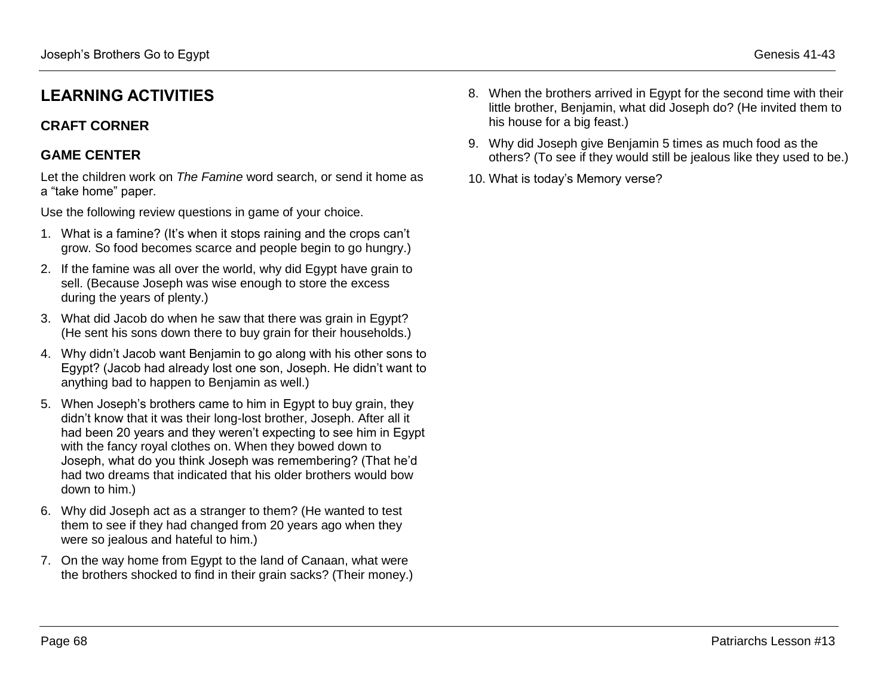## LEARNING ACTIVITIES

### CRAFT CORNER

### GAME CENTER

Let the children work on *The Famine* word search, or send it home as a “take home” paper.

Use the following review questions in game of your choice.

1. What is a famine? (It’s when it stops raining and the crops can’t grow. So food becomes scarce and people begin to go hungry.)
2. If the famine was all over the world, why did Egypt have grain to sell. (Because Joseph was wise enough to store the excess during the years of plenty.)
3. What did Jacob do when he saw that there was grain in Egypt? (He sent his sons down there to buy grain for their households.)
4. Why didn’t Jacob want Benjamin to go along with his other sons to Egypt? (Jacob had already lost one son, Joseph. He didn’t want to anything bad to happen to Benjamin as well.)
5. When Joseph’s brothers came to him in Egypt to buy grain, they didn’t know that it was their long-lost brother, Joseph. After all it had been 20 years and they weren’t expecting to see him in Egypt with the fancy royal clothes on. When they bowed down to Joseph, what do you think Joseph was remembering? (That he’d had two dreams that indicated that his older brothers would bow down to him.)
6. Why did Joseph act as a stranger to them? (He wanted to test them to see if they had changed from 20 years ago when they were so jealous and hateful to him.)
7. On the way home from Egypt to the land of Canaan, what were the brothers shocked to find in their grain sacks? (Their money.)
8. When the brothers arrived in Egypt for the second time with their little brother, Benjamin, what did Joseph do? (He invited them to his house for a big feast.)
9. Why did Joseph give Benjamin 5 times as much food as the others? (To see if they would still be jealous like they used to be.)
10. What is today’s Memory verse?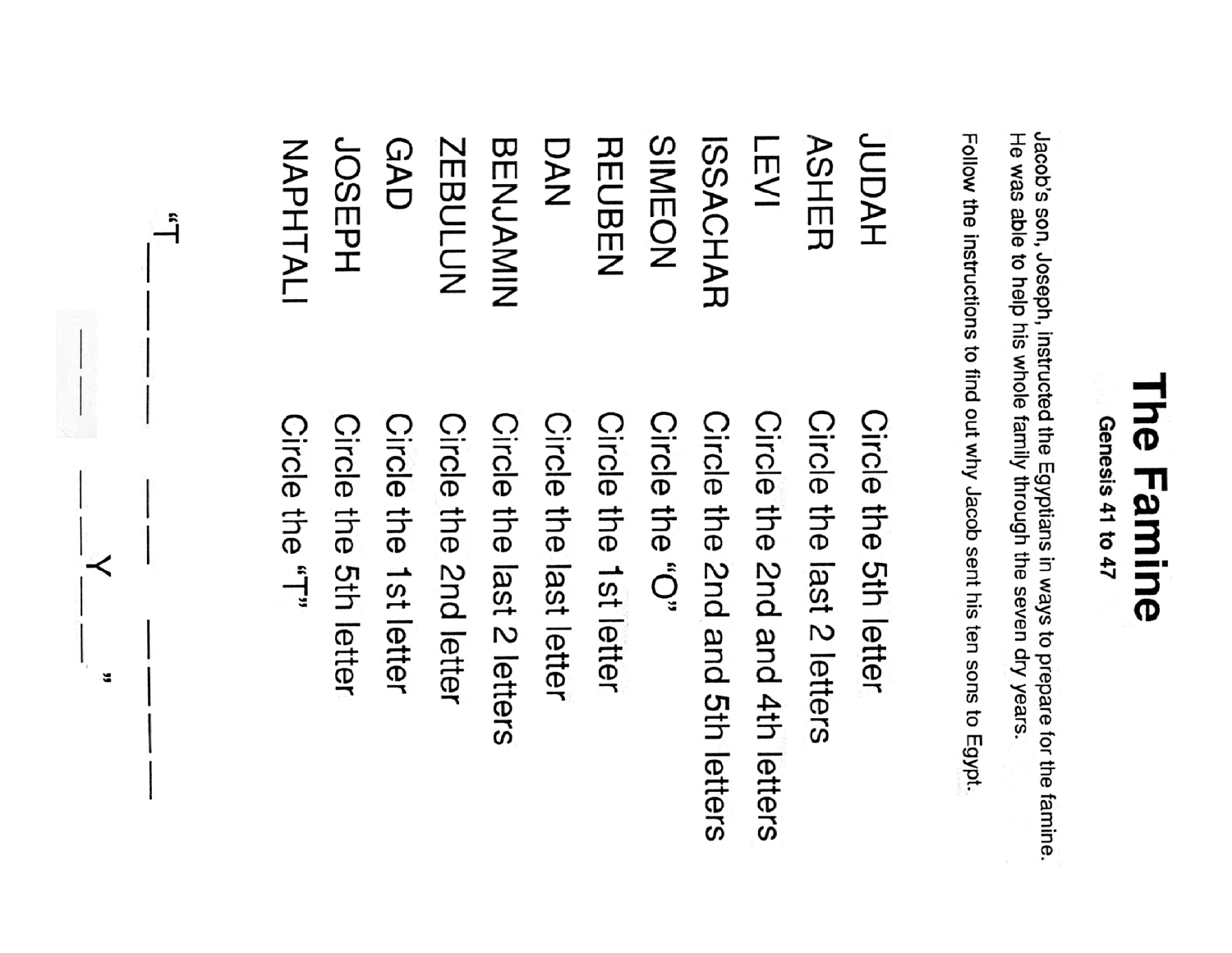# The Famine

**Genesis 41 to 47**

Jacob's son, Joseph, instructed the Egyptians in ways to prepare for the famine. He was able to help his whole family through the seven dry years.

Follow the instructions to find out why Jacob sent his ten sons to Egypt.

| | |
|---|---|
| JUDAH | Circle the 5th letter |
| ASHER | Circle the last 2 letters |
| LEVI | Circle the 2nd and 4th letters |
| ISSACHAR | Circle the 2nd and 5th letters |
| SIMEON | Circle the "O" |
| REUBEN | Circle the 1st letter |
| DAN | Circle the last letter |
| BENJAMIN | Circle the last 2 letters |
| ZEBULUN | Circle the 2nd letter |
| GAD | Circle the 1st letter |
| JOSEPH | Circle the 5th letter |
| NAPHTALI | Circle the "T" |

"T\_ \_ \_ \_ \_ \_ \_ \_ \_ \_ \_ \_ \_ \_ \_ \_ \_ \_ \_

\_ \_ \_ \_ Y \_ \_"